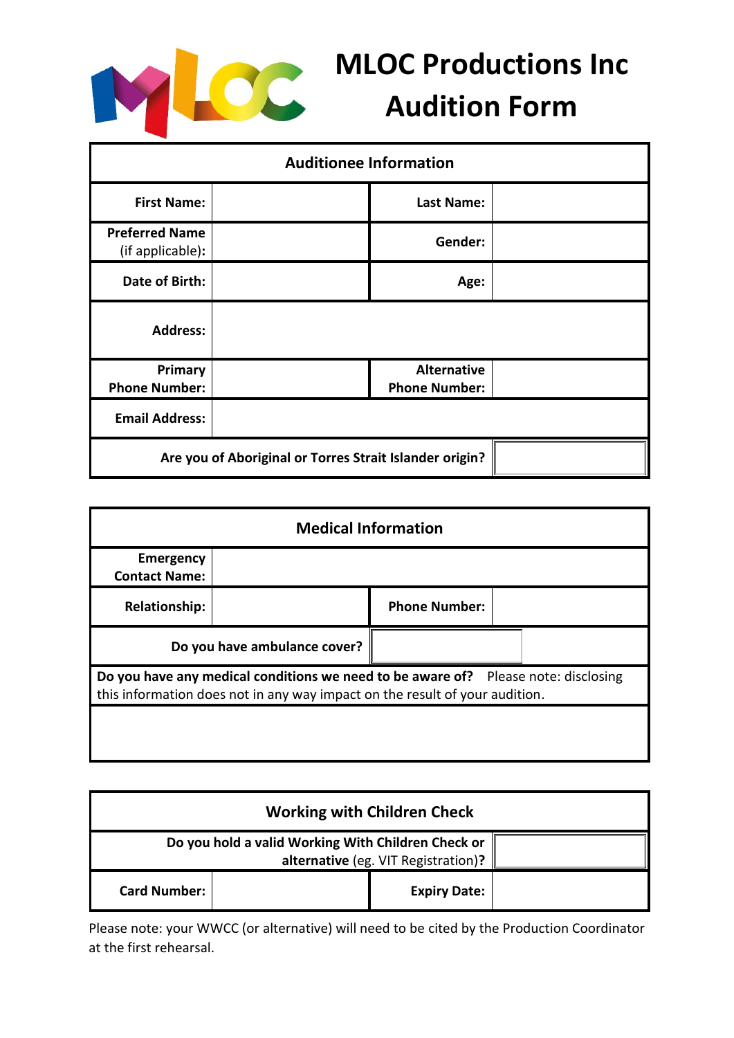# MLOC Productions Inc Audition Form

| Auditionee Information | | | |
|---|---|---|---|
| **First Name:** | | **Last Name:** | |
| **Preferred Name** (if applicable)**:** | | **Gender:** | |
| **Date of Birth:** | | **Age:** | |
| **Address:** | | | |
| **Primary Phone Number:** | | **Alternative Phone Number:** | |
| **Email Address:** | | | |
| **Are you of Aboriginal or Torres Strait Islander origin?** | | | |

| Medical Information | | | |
|---|---|---|---|
| **Emergency Contact Name:** | | | |
| **Relationship:** | | **Phone Number:** | |
| **Do you have ambulance cover?** | | | |
| **Do you have any medical conditions we need to be aware of?** Please note: disclosing this information does not in any way impact on the result of your audition. | | | |
| | | | |

| Working with Children Check | | | |
|---|---|---|---|
| **Do you hold a valid Working With Children Check or alternative** (eg. VIT Registration)**?** | | | |
| **Card Number:** | | **Expiry Date:** | |

Please note: your WWCC (or alternative) will need to be cited by the Production Coordinator at the first rehearsal.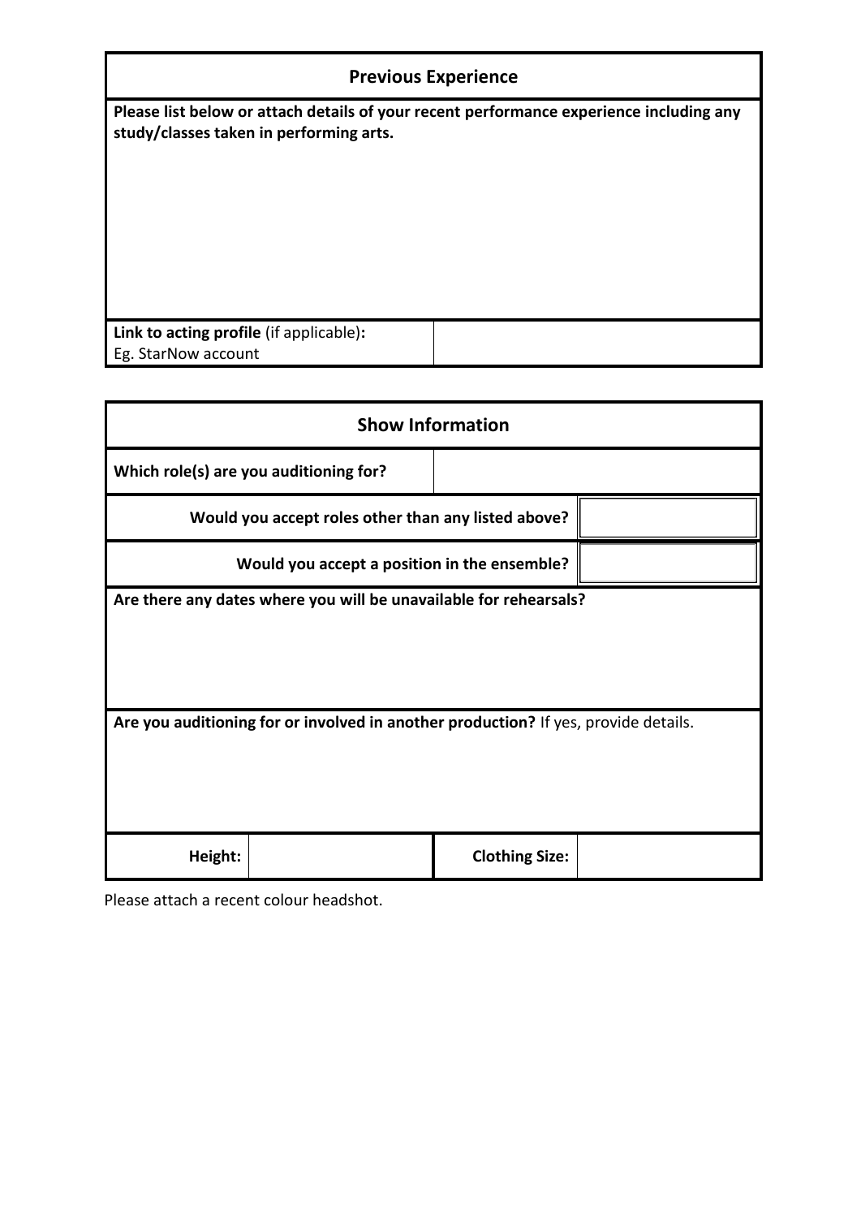## Previous Experience

**Please list below or attach details of your recent performance experience including any study/classes taken in performing arts.**

| **Link to acting profile** (if applicable)**:** Eg. StarNow account | |
|---|---|

## Show Information

| **Which role(s) are you auditioning for?** | |
|---|---|
| **Would you accept roles other than any listed above?** | |
| **Would you accept a position in the ensemble?** | |

**Are there any dates where you will be unavailable for rehearsals?**

**Are you auditioning for or involved in another production?** If yes, provide details.

| **Height:** | | **Clothing Size:** | |
|---|---|---|---|

Please attach a recent colour headshot.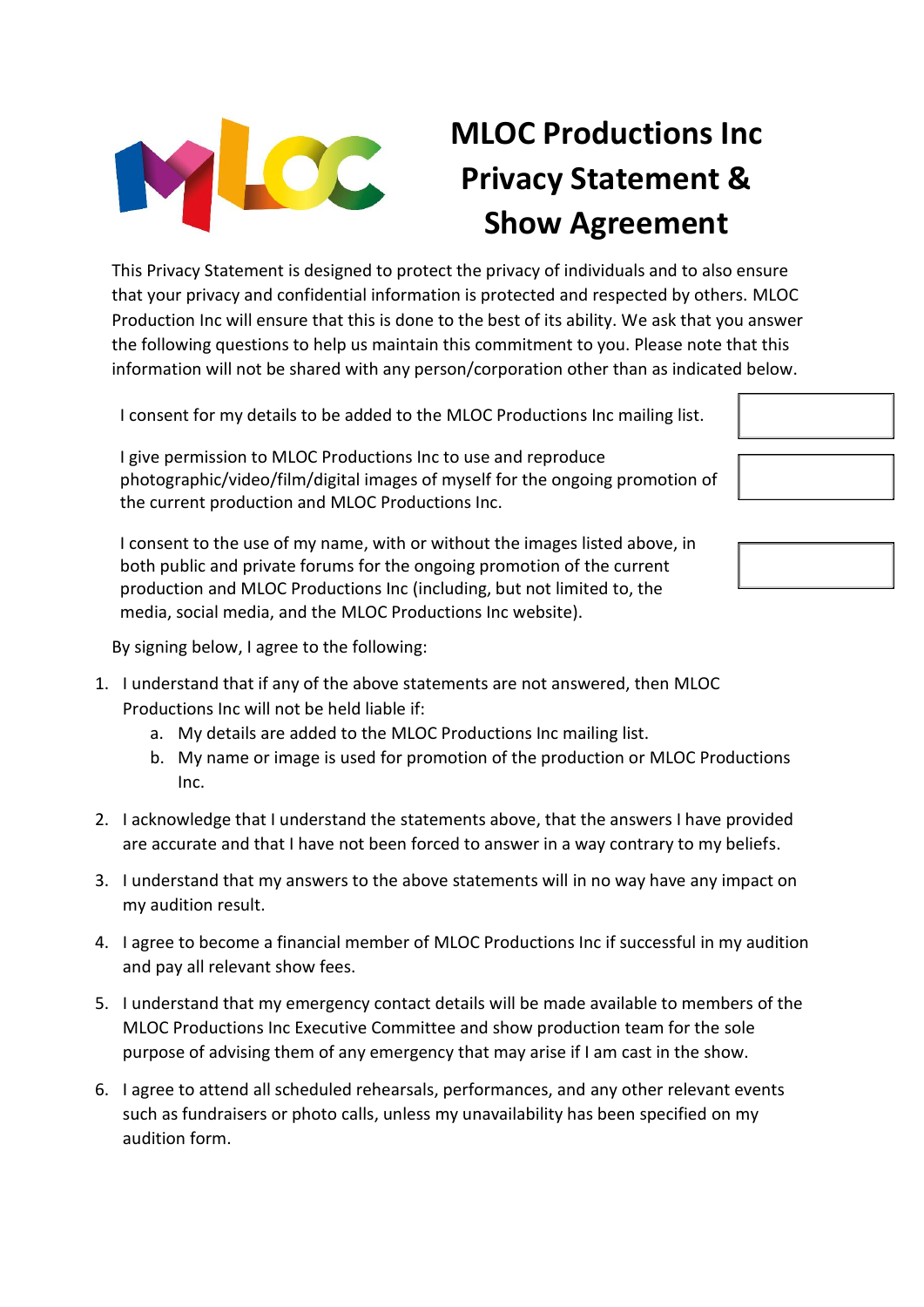# MLOC Productions Inc Privacy Statement & Show Agreement

This Privacy Statement is designed to protect the privacy of individuals and to also ensure that your privacy and confidential information is protected and respected by others. MLOC Production Inc will ensure that this is done to the best of its ability. We ask that you answer the following questions to help us maintain this commitment to you. Please note that this information will not be shared with any person/corporation other than as indicated below.

| Statement | |
|---|---|
| I consent for my details to be added to the MLOC Productions Inc mailing list. | |
| I give permission to MLOC Productions Inc to use and reproduce photographic/video/film/digital images of myself for the ongoing promotion of the current production and MLOC Productions Inc. | |
| I consent to the use of my name, with or without the images listed above, in both public and private forums for the ongoing promotion of the current production and MLOC Productions Inc (including, but not limited to, the media, social media, and the MLOC Productions Inc website). | |

By signing below, I agree to the following:

1. I understand that if any of the above statements are not answered, then MLOC Productions Inc will not be held liable if:
   a. My details are added to the MLOC Productions Inc mailing list.
   b. My name or image is used for promotion of the production or MLOC Productions Inc.
2. I acknowledge that I understand the statements above, that the answers I have provided are accurate and that I have not been forced to answer in a way contrary to my beliefs.
3. I understand that my answers to the above statements will in no way have any impact on my audition result.
4. I agree to become a financial member of MLOC Productions Inc if successful in my audition and pay all relevant show fees.
5. I understand that my emergency contact details will be made available to members of the MLOC Productions Inc Executive Committee and show production team for the sole purpose of advising them of any emergency that may arise if I am cast in the show.
6. I agree to attend all scheduled rehearsals, performances, and any other relevant events such as fundraisers or photo calls, unless my unavailability has been specified on my audition form.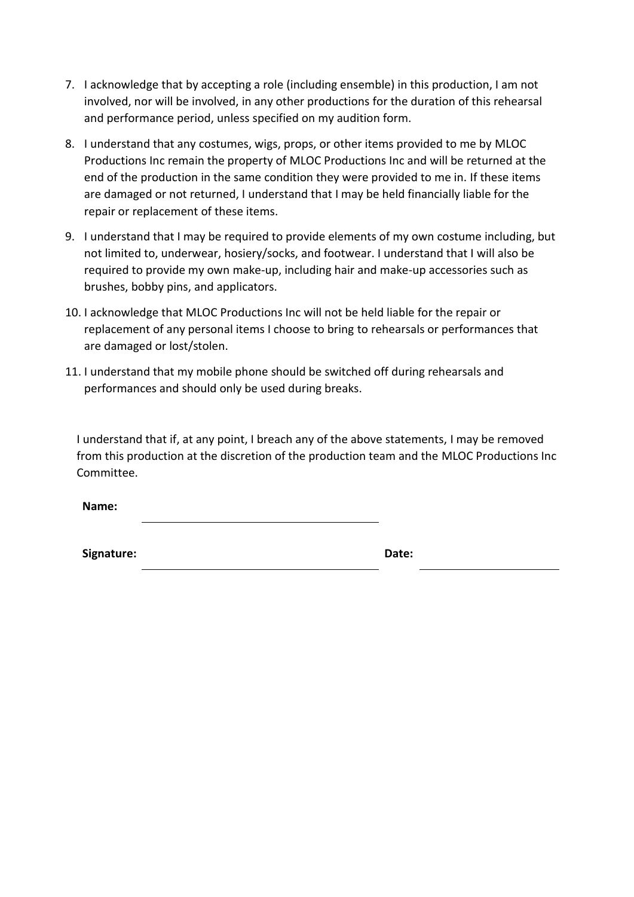7. I acknowledge that by accepting a role (including ensemble) in this production, I am not involved, nor will be involved, in any other productions for the duration of this rehearsal and performance period, unless specified on my audition form.
8. I understand that any costumes, wigs, props, or other items provided to me by MLOC Productions Inc remain the property of MLOC Productions Inc and will be returned at the end of the production in the same condition they were provided to me in. If these items are damaged or not returned, I understand that I may be held financially liable for the repair or replacement of these items.
9. I understand that I may be required to provide elements of my own costume including, but not limited to, underwear, hosiery/socks, and footwear. I understand that I will also be required to provide my own make-up, including hair and make-up accessories such as brushes, bobby pins, and applicators.
10. I acknowledge that MLOC Productions Inc will not be held liable for the repair or replacement of any personal items I choose to bring to rehearsals or performances that are damaged or lost/stolen.
11. I understand that my mobile phone should be switched off during rehearsals and performances and should only be used during breaks.

I understand that if, at any point, I breach any of the above statements, I may be removed from this production at the discretion of the production team and the MLOC Productions Inc Committee.

**Name:** ______________________________

**Signature:** ______________________________ **Date:** ____________________